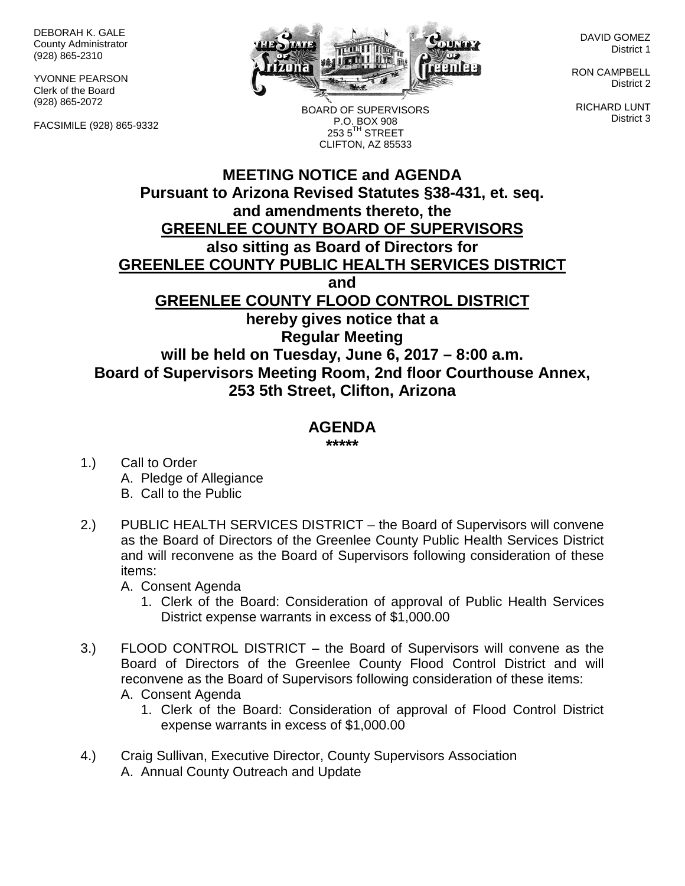DEBORAH K. GALE
County Administrator
(928) 865-2310

YVONNE PEARSON
Clerk of the Board
(928) 865-2072

FACSIMILE (928) 865-9332

BOARD OF SUPERVISORS
P.O. BOX 908
253 5TH STREET
CLIFTON, AZ 85533

DAVID GOMEZ
District 1

RON CAMPBELL
District 2

RICHARD LUNT
District 3

# MEETING NOTICE and AGENDA

**Pursuant to Arizona Revised Statutes §38-431, et. seq.**
**and amendments thereto, the**
**GREENLEE COUNTY BOARD OF SUPERVISORS**
**also sitting as Board of Directors for**
**GREENLEE COUNTY PUBLIC HEALTH SERVICES DISTRICT**
**and**
**GREENLEE COUNTY FLOOD CONTROL DISTRICT**
**hereby gives notice that a**
**Regular Meeting**
**will be held on Tuesday, June 6, 2017 – 8:00 a.m.**
**Board of Supervisors Meeting Room, 2nd floor Courthouse Annex,**
**253 5th Street, Clifton, Arizona**

## AGENDA

*****

1.) Call to Order
   A. Pledge of Allegiance
   B. Call to the Public

2.) PUBLIC HEALTH SERVICES DISTRICT – the Board of Supervisors will convene as the Board of Directors of the Greenlee County Public Health Services District and will reconvene as the Board of Supervisors following consideration of these items:
   A. Consent Agenda
      1. Clerk of the Board: Consideration of approval of Public Health Services District expense warrants in excess of $1,000.00

3.) FLOOD CONTROL DISTRICT – the Board of Supervisors will convene as the Board of Directors of the Greenlee County Flood Control District and will reconvene as the Board of Supervisors following consideration of these items:
   A. Consent Agenda
      1. Clerk of the Board: Consideration of approval of Flood Control District expense warrants in excess of $1,000.00

4.) Craig Sullivan, Executive Director, County Supervisors Association
   A. Annual County Outreach and Update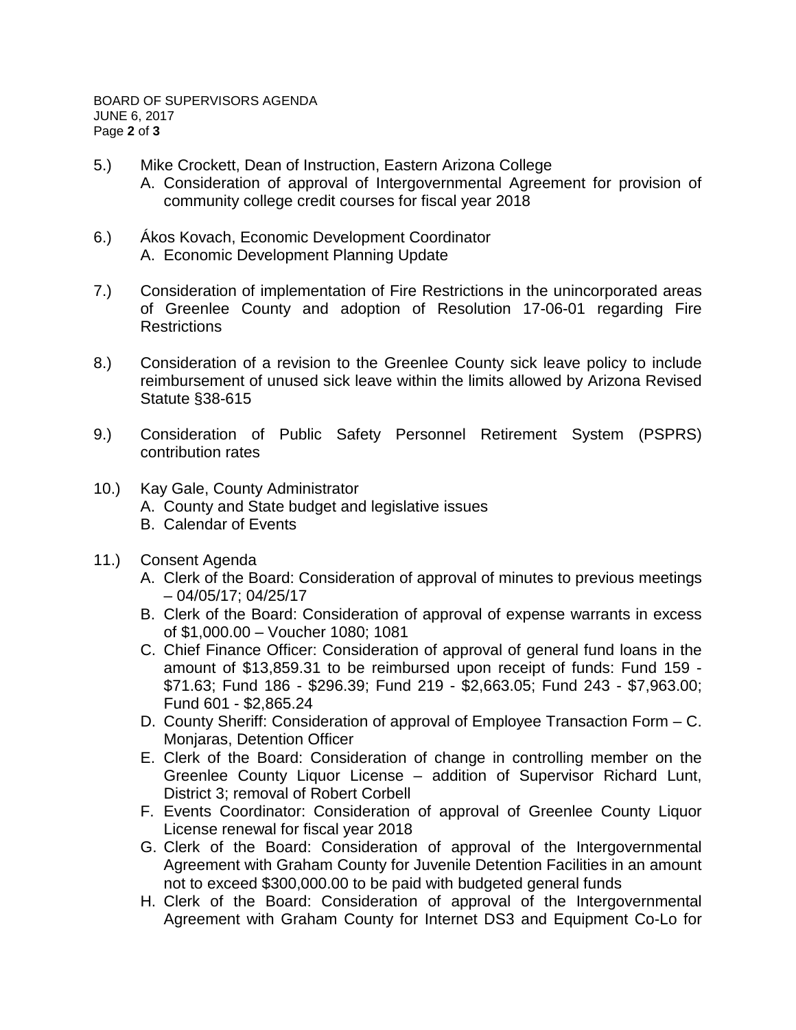5.) Mike Crockett, Dean of Instruction, Eastern Arizona College
   A. Consideration of approval of Intergovernmental Agreement for provision of community college credit courses for fiscal year 2018

6.) Ákos Kovach, Economic Development Coordinator
   A. Economic Development Planning Update

7.) Consideration of implementation of Fire Restrictions in the unincorporated areas of Greenlee County and adoption of Resolution 17-06-01 regarding Fire Restrictions

8.) Consideration of a revision to the Greenlee County sick leave policy to include reimbursement of unused sick leave within the limits allowed by Arizona Revised Statute §38-615

9.) Consideration of Public Safety Personnel Retirement System (PSPRS) contribution rates

10.) Kay Gale, County Administrator
   A. County and State budget and legislative issues
   B. Calendar of Events

11.) Consent Agenda
   A. Clerk of the Board: Consideration of approval of minutes to previous meetings – 04/05/17; 04/25/17
   B. Clerk of the Board: Consideration of approval of expense warrants in excess of $1,000.00 – Voucher 1080; 1081
   C. Chief Finance Officer: Consideration of approval of general fund loans in the amount of $13,859.31 to be reimbursed upon receipt of funds: Fund 159 - $71.63; Fund 186 - $296.39; Fund 219 - $2,663.05; Fund 243 - $7,963.00; Fund 601 - $2,865.24
   D. County Sheriff: Consideration of approval of Employee Transaction Form – C. Monjaras, Detention Officer
   E. Clerk of the Board: Consideration of change in controlling member on the Greenlee County Liquor License – addition of Supervisor Richard Lunt, District 3; removal of Robert Corbell
   F. Events Coordinator: Consideration of approval of Greenlee County Liquor License renewal for fiscal year 2018
   G. Clerk of the Board: Consideration of approval of the Intergovernmental Agreement with Graham County for Juvenile Detention Facilities in an amount not to exceed $300,000.00 to be paid with budgeted general funds
   H. Clerk of the Board: Consideration of approval of the Intergovernmental Agreement with Graham County for Internet DS3 and Equipment Co-Lo for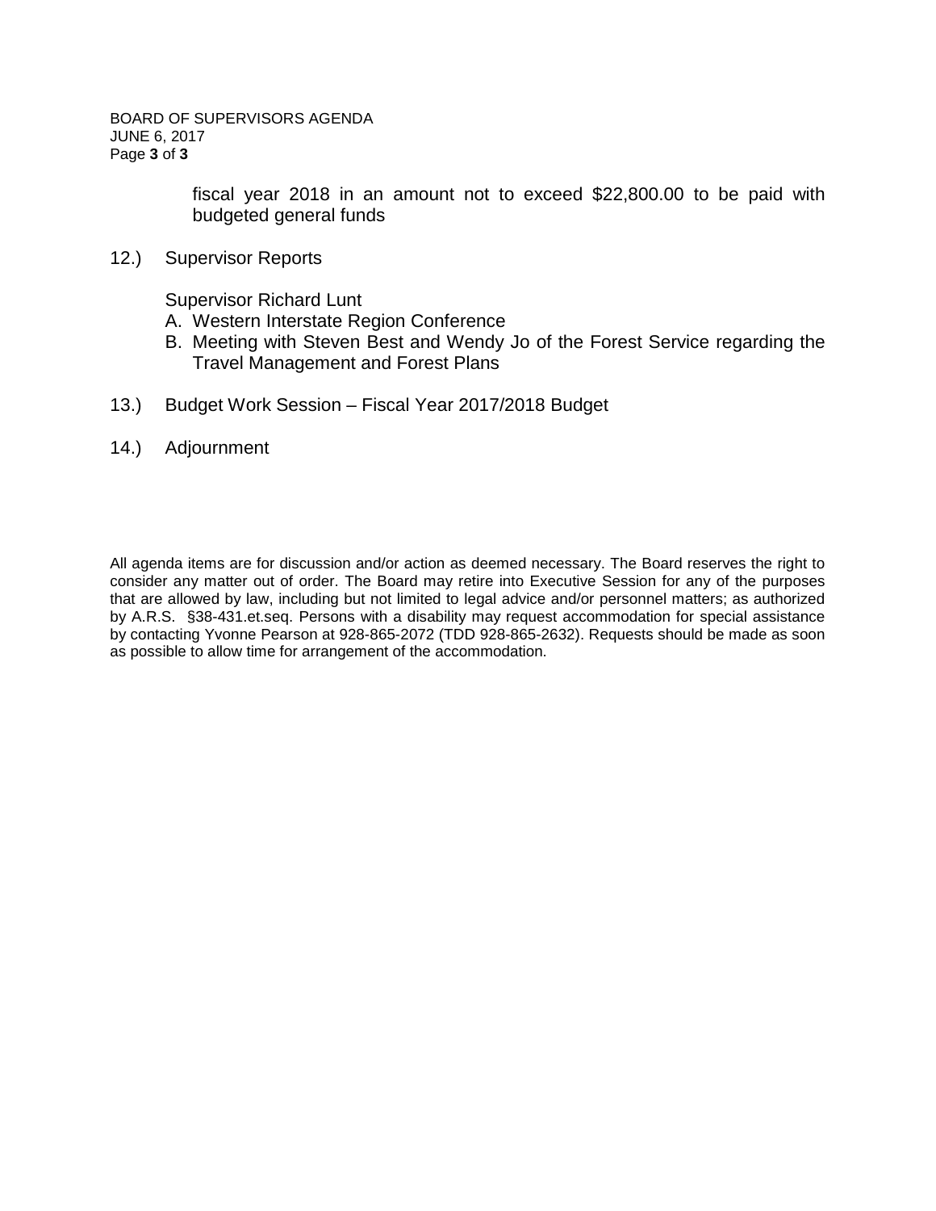fiscal year 2018 in an amount not to exceed $22,800.00 to be paid with budgeted general funds

12.) Supervisor Reports

Supervisor Richard Lunt

A. Western Interstate Region Conference
B. Meeting with Steven Best and Wendy Jo of the Forest Service regarding the Travel Management and Forest Plans

13.) Budget Work Session – Fiscal Year 2017/2018 Budget

14.) Adjournment

All agenda items are for discussion and/or action as deemed necessary. The Board reserves the right to consider any matter out of order. The Board may retire into Executive Session for any of the purposes that are allowed by law, including but not limited to legal advice and/or personnel matters; as authorized by A.R.S. §38-431.et.seq. Persons with a disability may request accommodation for special assistance by contacting Yvonne Pearson at 928-865-2072 (TDD 928-865-2632). Requests should be made as soon as possible to allow time for arrangement of the accommodation.